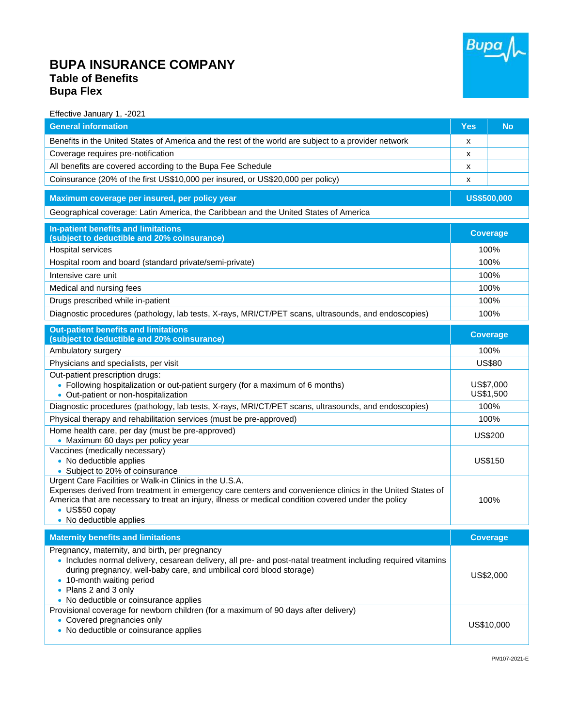# BUPA INSURANCE COMPANY

## Table of Benefits

## Bupa Flex

Effective January 1, -2021

| General information | Yes | No |
|---|---|---|
| Benefits in the United States of America and the rest of the world are subject to a provider network | x | |
| Coverage requires pre-notification | x | |
| All benefits are covered according to the Bupa Fee Schedule | x | |
| Coinsurance (20% of the first US$10,000 per insured, or US$20,000 per policy) | x | |

| Maximum coverage per insured, per policy year | US$500,000 |
|---|---|
| Geographical coverage: Latin America, the Caribbean and the United States of America | |

| In-patient benefits and limitations (subject to deductible and 20% coinsurance) | Coverage |
|---|---|
| Hospital services | 100% |
| Hospital room and board (standard private/semi-private) | 100% |
| Intensive care unit | 100% |
| Medical and nursing fees | 100% |
| Drugs prescribed while in-patient | 100% |
| Diagnostic procedures (pathology, lab tests, X-rays, MRI/CT/PET scans, ultrasounds, and endoscopies) | 100% |

| Out-patient benefits and limitations (subject to deductible and 20% coinsurance) | Coverage |
|---|---|
| Ambulatory surgery | 100% |
| Physicians and specialists, per visit | US$80 |
| Out-patient prescription drugs:<br>• Following hospitalization or out-patient surgery (for a maximum of 6 months)<br>• Out-patient or non-hospitalization | US$7,000<br>US$1,500 |
| Diagnostic procedures (pathology, lab tests, X-rays, MRI/CT/PET scans, ultrasounds, and endoscopies) | 100% |
| Physical therapy and rehabilitation services (must be pre-approved) | 100% |
| Home health care, per day (must be pre-approved)<br>• Maximum 60 days per policy year | US$200 |
| Vaccines (medically necessary)<br>• No deductible applies<br>• Subject to 20% of coinsurance | US$150 |
| Urgent Care Facilities or Walk-in Clinics in the U.S.A.<br>Expenses derived from treatment in emergency care centers and convenience clinics in the United States of America that are necessary to treat an injury, illness or medical condition covered under the policy<br>• US$50 copay<br>• No deductible applies | 100% |

| Maternity benefits and limitations | Coverage |
|---|---|
| Pregnancy, maternity, and birth, per pregnancy<br>• Includes normal delivery, cesarean delivery, all pre- and post-natal treatment including required vitamins during pregnancy, well-baby care, and umbilical cord blood storage)<br>• 10-month waiting period<br>• Plans 2 and 3 only<br>• No deductible or coinsurance applies | US$2,000 |
| Provisional coverage for newborn children (for a maximum of 90 days after delivery)<br>• Covered pregnancies only<br>• No deductible or coinsurance applies | US$10,000 |

PM107-2021-E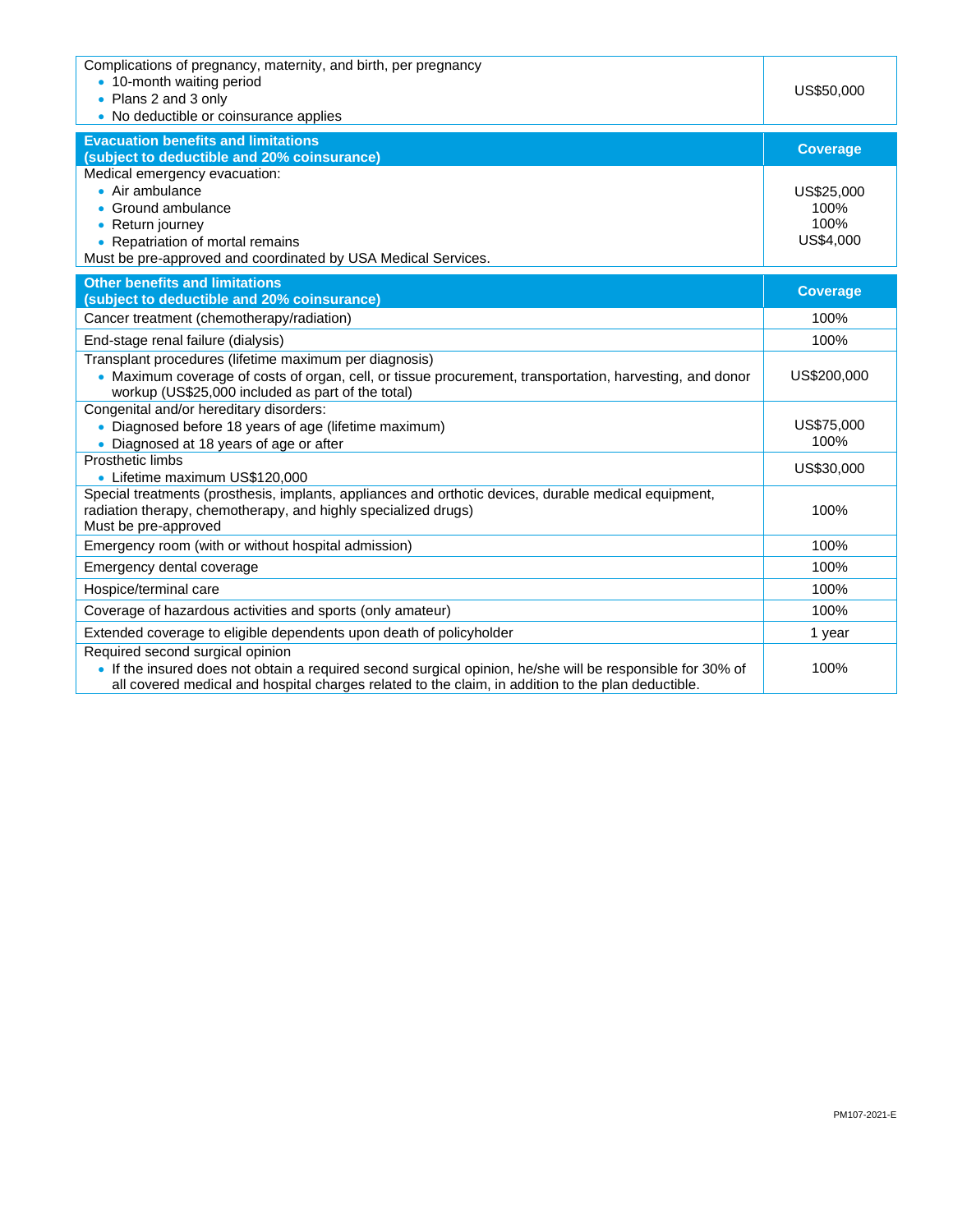| | |
|---|---|
| Complications of pregnancy, maternity, and birth, per pregnancy<br>• 10-month waiting period<br>• Plans 2 and 3 only<br>• No deductible or coinsurance applies | US$50,000 |

| Evacuation benefits and limitations (subject to deductible and 20% coinsurance) | Coverage |
|---|---|
| Medical emergency evacuation:<br>• Air ambulance<br>• Ground ambulance<br>• Return journey<br>• Repatriation of mortal remains<br>Must be pre-approved and coordinated by USA Medical Services. | US$25,000<br>100%<br>100%<br>US$4,000 |

| Other benefits and limitations (subject to deductible and 20% coinsurance) | Coverage |
|---|---|
| Cancer treatment (chemotherapy/radiation) | 100% |
| End-stage renal failure (dialysis) | 100% |
| Transplant procedures (lifetime maximum per diagnosis)<br>• Maximum coverage of costs of organ, cell, or tissue procurement, transportation, harvesting, and donor workup (US$25,000 included as part of the total) | US$200,000 |
| Congenital and/or hereditary disorders:<br>• Diagnosed before 18 years of age (lifetime maximum)<br>• Diagnosed at 18 years of age or after | US$75,000<br>100% |
| Prosthetic limbs<br>• Lifetime maximum US$120,000 | US$30,000 |
| Special treatments (prosthesis, implants, appliances and orthotic devices, durable medical equipment, radiation therapy, chemotherapy, and highly specialized drugs)<br>Must be pre-approved | 100% |
| Emergency room (with or without hospital admission) | 100% |
| Emergency dental coverage | 100% |
| Hospice/terminal care | 100% |
| Coverage of hazardous activities and sports (only amateur) | 100% |
| Extended coverage to eligible dependents upon death of policyholder | 1 year |
| Required second surgical opinion<br>• If the insured does not obtain a required second surgical opinion, he/she will be responsible for 30% of all covered medical and hospital charges related to the claim, in addition to the plan deductible. | 100% |

PM107-2021-E